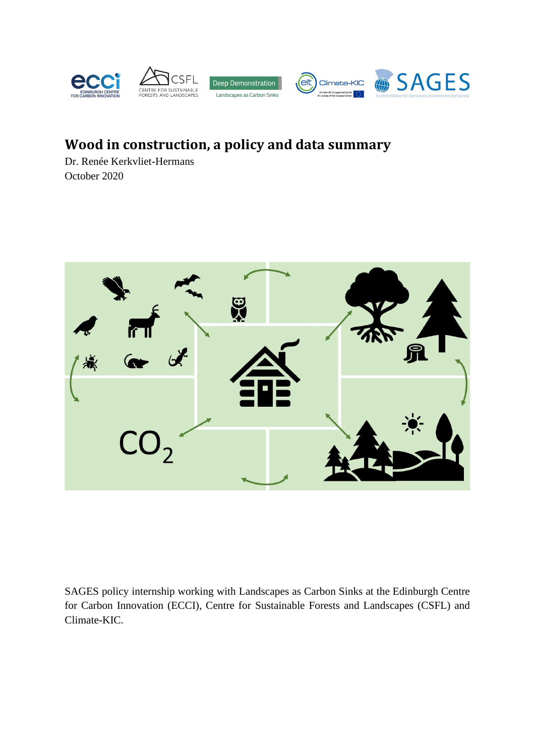# Wood in construction, a policy and data summary

Dr. Renée Kerkvliet-Hermans

October 2020

SAGES policy internship working with Landscapes as Carbon Sinks at the Edinburgh Centre for Carbon Innovation (ECCI), Centre for Sustainable Forests and Landscapes (CSFL) and Climate-KIC.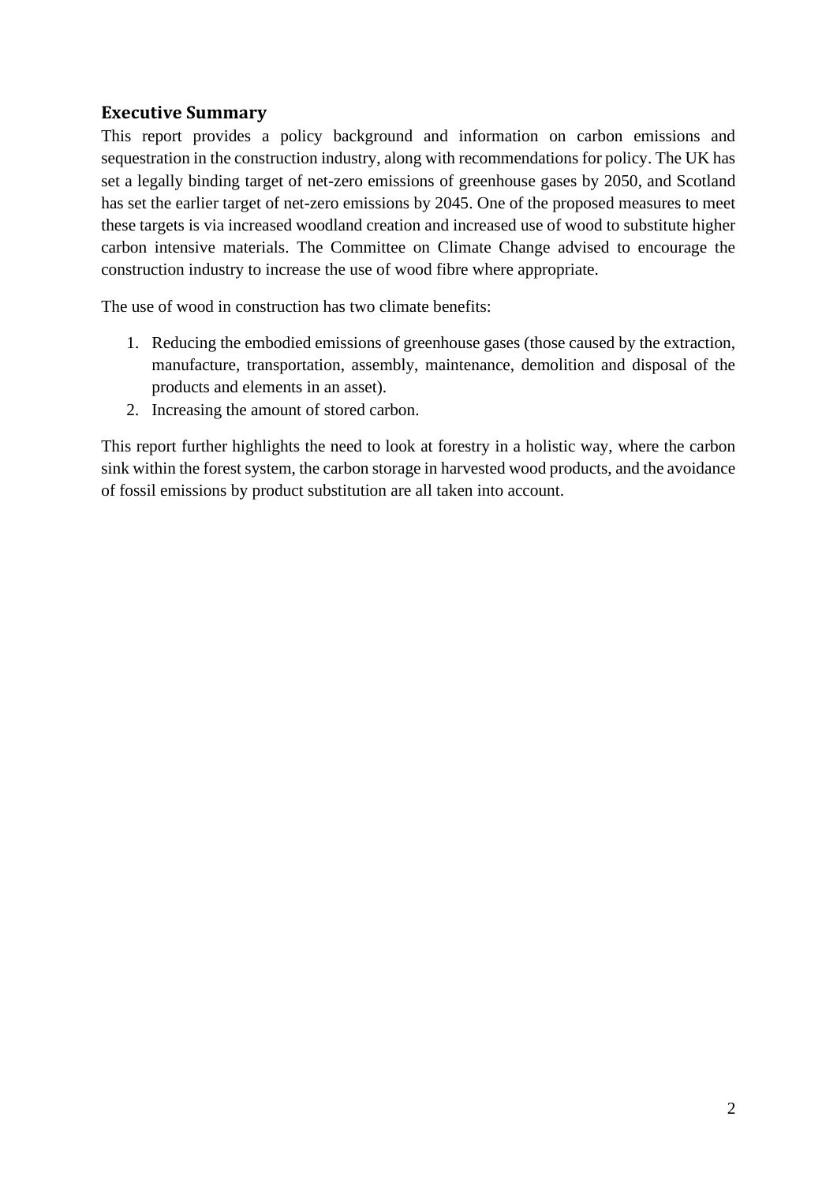## Executive Summary

This report provides a policy background and information on carbon emissions and sequestration in the construction industry, along with recommendations for policy. The UK has set a legally binding target of net-zero emissions of greenhouse gases by 2050, and Scotland has set the earlier target of net-zero emissions by 2045. One of the proposed measures to meet these targets is via increased woodland creation and increased use of wood to substitute higher carbon intensive materials. The Committee on Climate Change advised to encourage the construction industry to increase the use of wood fibre where appropriate.

The use of wood in construction has two climate benefits:

1. Reducing the embodied emissions of greenhouse gases (those caused by the extraction, manufacture, transportation, assembly, maintenance, demolition and disposal of the products and elements in an asset).
2. Increasing the amount of stored carbon.

This report further highlights the need to look at forestry in a holistic way, where the carbon sink within the forest system, the carbon storage in harvested wood products, and the avoidance of fossil emissions by product substitution are all taken into account.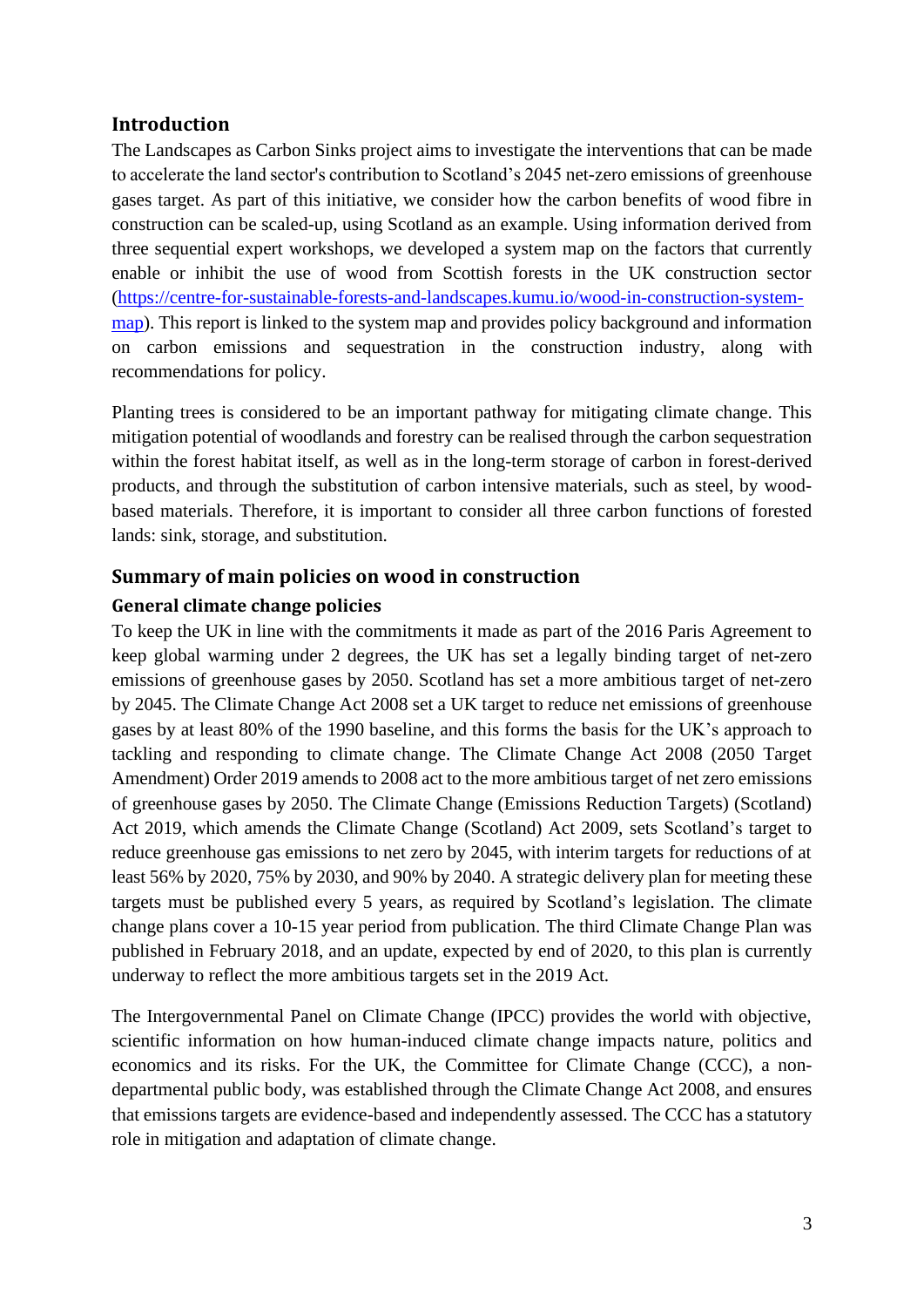## Introduction

The Landscapes as Carbon Sinks project aims to investigate the interventions that can be made to accelerate the land sector's contribution to Scotland's 2045 net-zero emissions of greenhouse gases target. As part of this initiative, we consider how the carbon benefits of wood fibre in construction can be scaled-up, using Scotland as an example. Using information derived from three sequential expert workshops, we developed a system map on the factors that currently enable or inhibit the use of wood from Scottish forests in the UK construction sector (https://centre-for-sustainable-forests-and-landscapes.kumu.io/wood-in-construction-system-map). This report is linked to the system map and provides policy background and information on carbon emissions and sequestration in the construction industry, along with recommendations for policy.

Planting trees is considered to be an important pathway for mitigating climate change. This mitigation potential of woodlands and forestry can be realised through the carbon sequestration within the forest habitat itself, as well as in the long-term storage of carbon in forest-derived products, and through the substitution of carbon intensive materials, such as steel, by wood-based materials. Therefore, it is important to consider all three carbon functions of forested lands: sink, storage, and substitution.

## Summary of main policies on wood in construction

### General climate change policies

To keep the UK in line with the commitments it made as part of the 2016 Paris Agreement to keep global warming under 2 degrees, the UK has set a legally binding target of net-zero emissions of greenhouse gases by 2050. Scotland has set a more ambitious target of net-zero by 2045. The Climate Change Act 2008 set a UK target to reduce net emissions of greenhouse gases by at least 80% of the 1990 baseline, and this forms the basis for the UK's approach to tackling and responding to climate change. The Climate Change Act 2008 (2050 Target Amendment) Order 2019 amends to 2008 act to the more ambitious target of net zero emissions of greenhouse gases by 2050. The Climate Change (Emissions Reduction Targets) (Scotland) Act 2019, which amends the Climate Change (Scotland) Act 2009, sets Scotland's target to reduce greenhouse gas emissions to net zero by 2045, with interim targets for reductions of at least 56% by 2020, 75% by 2030, and 90% by 2040. A strategic delivery plan for meeting these targets must be published every 5 years, as required by Scotland's legislation. The climate change plans cover a 10-15 year period from publication. The third Climate Change Plan was published in February 2018, and an update, expected by end of 2020, to this plan is currently underway to reflect the more ambitious targets set in the 2019 Act.

The Intergovernmental Panel on Climate Change (IPCC) provides the world with objective, scientific information on how human-induced climate change impacts nature, politics and economics and its risks. For the UK, the Committee for Climate Change (CCC), a non-departmental public body, was established through the Climate Change Act 2008, and ensures that emissions targets are evidence-based and independently assessed. The CCC has a statutory role in mitigation and adaptation of climate change.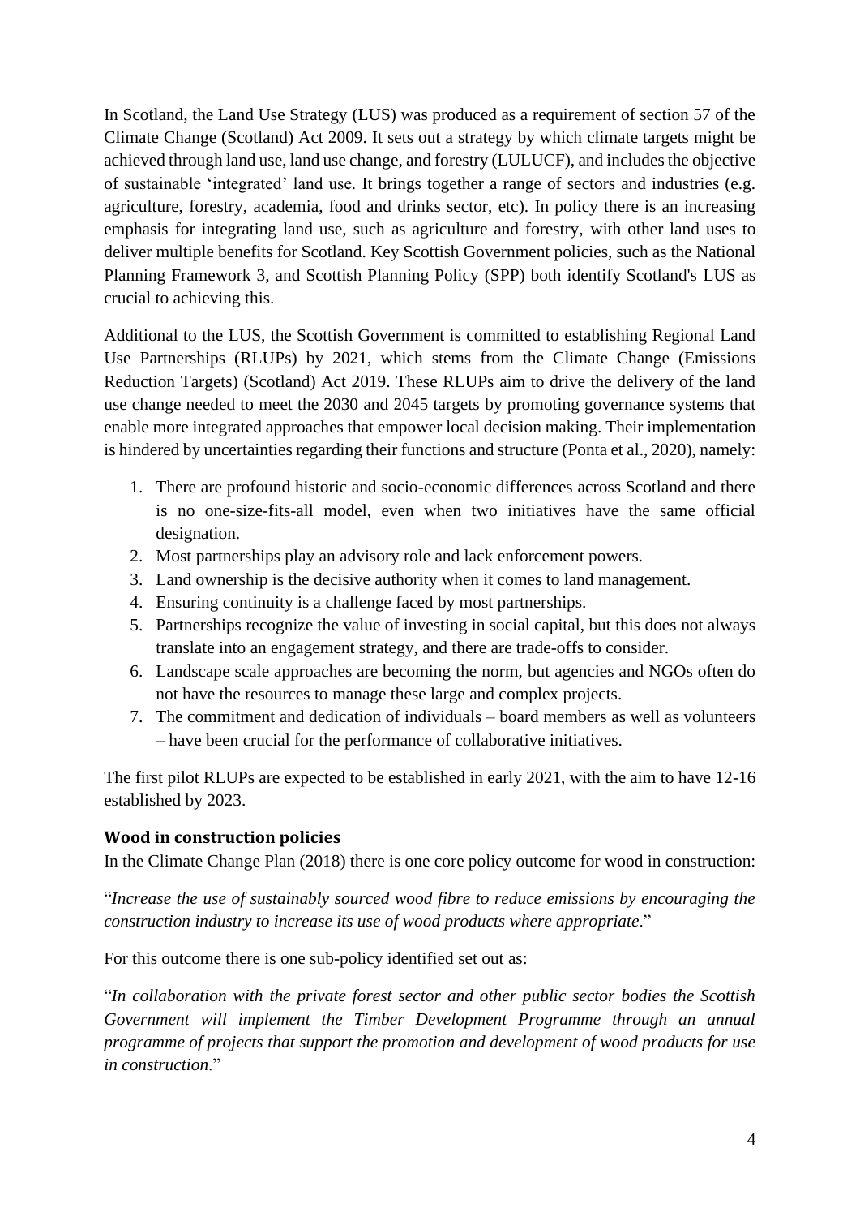In Scotland, the Land Use Strategy (LUS) was produced as a requirement of section 57 of the Climate Change (Scotland) Act 2009. It sets out a strategy by which climate targets might be achieved through land use, land use change, and forestry (LULUCF), and includes the objective of sustainable 'integrated' land use. It brings together a range of sectors and industries (e.g. agriculture, forestry, academia, food and drinks sector, etc). In policy there is an increasing emphasis for integrating land use, such as agriculture and forestry, with other land uses to deliver multiple benefits for Scotland. Key Scottish Government policies, such as the National Planning Framework 3, and Scottish Planning Policy (SPP) both identify Scotland's LUS as crucial to achieving this.

Additional to the LUS, the Scottish Government is committed to establishing Regional Land Use Partnerships (RLUPs) by 2021, which stems from the Climate Change (Emissions Reduction Targets) (Scotland) Act 2019. These RLUPs aim to drive the delivery of the land use change needed to meet the 2030 and 2045 targets by promoting governance systems that enable more integrated approaches that empower local decision making. Their implementation is hindered by uncertainties regarding their functions and structure (Ponta et al., 2020), namely:

1. There are profound historic and socio-economic differences across Scotland and there is no one-size-fits-all model, even when two initiatives have the same official designation.
2. Most partnerships play an advisory role and lack enforcement powers.
3. Land ownership is the decisive authority when it comes to land management.
4. Ensuring continuity is a challenge faced by most partnerships.
5. Partnerships recognize the value of investing in social capital, but this does not always translate into an engagement strategy, and there are trade-offs to consider.
6. Landscape scale approaches are becoming the norm, but agencies and NGOs often do not have the resources to manage these large and complex projects.
7. The commitment and dedication of individuals – board members as well as volunteers – have been crucial for the performance of collaborative initiatives.

The first pilot RLUPs are expected to be established in early 2021, with the aim to have 12-16 established by 2023.

### Wood in construction policies

In the Climate Change Plan (2018) there is one core policy outcome for wood in construction:

"*Increase the use of sustainably sourced wood fibre to reduce emissions by encouraging the construction industry to increase its use of wood products where appropriate*."

For this outcome there is one sub-policy identified set out as:

"*In collaboration with the private forest sector and other public sector bodies the Scottish Government will implement the Timber Development Programme through an annual programme of projects that support the promotion and development of wood products for use in construction*."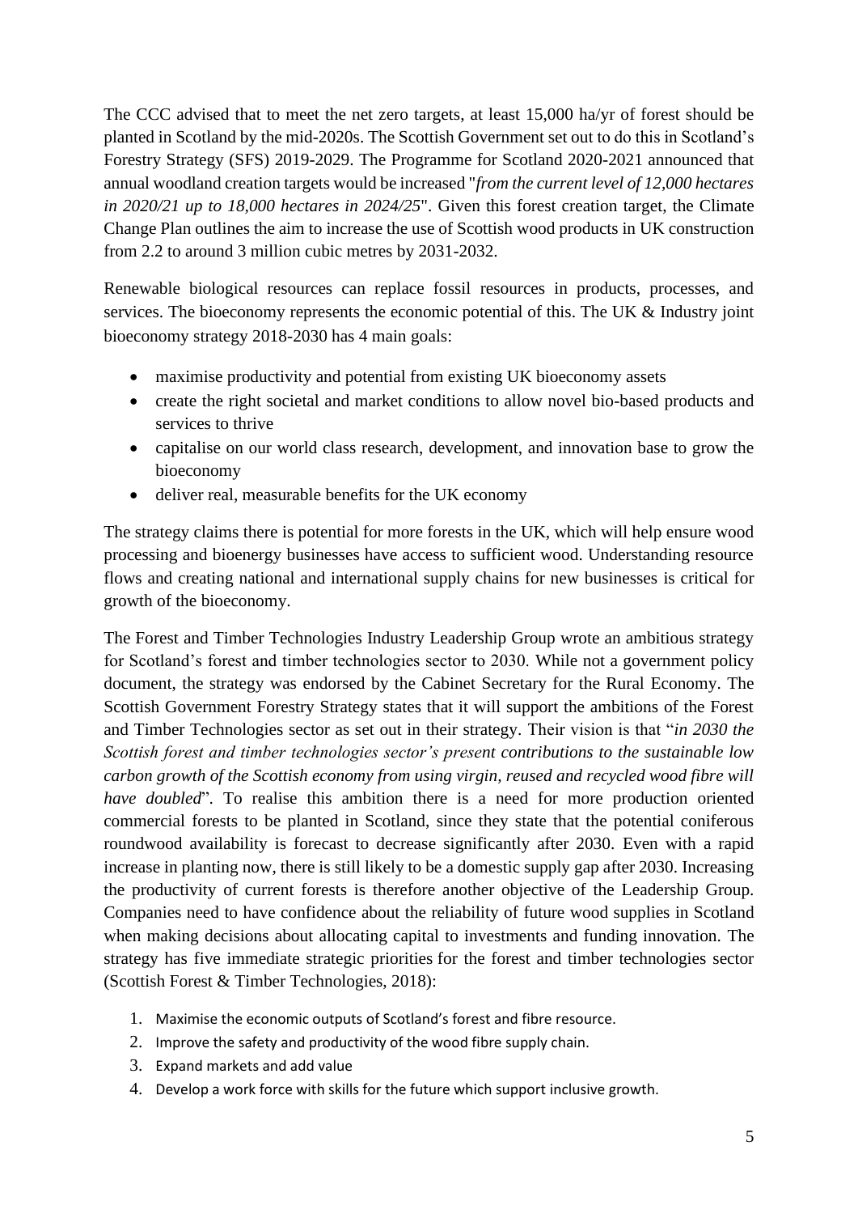The CCC advised that to meet the net zero targets, at least 15,000 ha/yr of forest should be planted in Scotland by the mid-2020s. The Scottish Government set out to do this in Scotland's Forestry Strategy (SFS) 2019-2029. The Programme for Scotland 2020-2021 announced that annual woodland creation targets would be increased "*from the current level of 12,000 hectares in 2020/21 up to 18,000 hectares in 2024/25*". Given this forest creation target, the Climate Change Plan outlines the aim to increase the use of Scottish wood products in UK construction from 2.2 to around 3 million cubic metres by 2031-2032.

Renewable biological resources can replace fossil resources in products, processes, and services. The bioeconomy represents the economic potential of this. The UK & Industry joint bioeconomy strategy 2018-2030 has 4 main goals:

- maximise productivity and potential from existing UK bioeconomy assets
- create the right societal and market conditions to allow novel bio-based products and services to thrive
- capitalise on our world class research, development, and innovation base to grow the bioeconomy
- deliver real, measurable benefits for the UK economy

The strategy claims there is potential for more forests in the UK, which will help ensure wood processing and bioenergy businesses have access to sufficient wood. Understanding resource flows and creating national and international supply chains for new businesses is critical for growth of the bioeconomy.

The Forest and Timber Technologies Industry Leadership Group wrote an ambitious strategy for Scotland's forest and timber technologies sector to 2030. While not a government policy document, the strategy was endorsed by the Cabinet Secretary for the Rural Economy. The Scottish Government Forestry Strategy states that it will support the ambitions of the Forest and Timber Technologies sector as set out in their strategy. Their vision is that "*in 2030 the Scottish forest and timber technologies sector's present contributions to the sustainable low carbon growth of the Scottish economy from using virgin, reused and recycled wood fibre will have doubled*". To realise this ambition there is a need for more production oriented commercial forests to be planted in Scotland, since they state that the potential coniferous roundwood availability is forecast to decrease significantly after 2030. Even with a rapid increase in planting now, there is still likely to be a domestic supply gap after 2030. Increasing the productivity of current forests is therefore another objective of the Leadership Group. Companies need to have confidence about the reliability of future wood supplies in Scotland when making decisions about allocating capital to investments and funding innovation. The strategy has five immediate strategic priorities for the forest and timber technologies sector (Scottish Forest & Timber Technologies, 2018):

1. Maximise the economic outputs of Scotland's forest and fibre resource.
2. Improve the safety and productivity of the wood fibre supply chain.
3. Expand markets and add value
4. Develop a work force with skills for the future which support inclusive growth.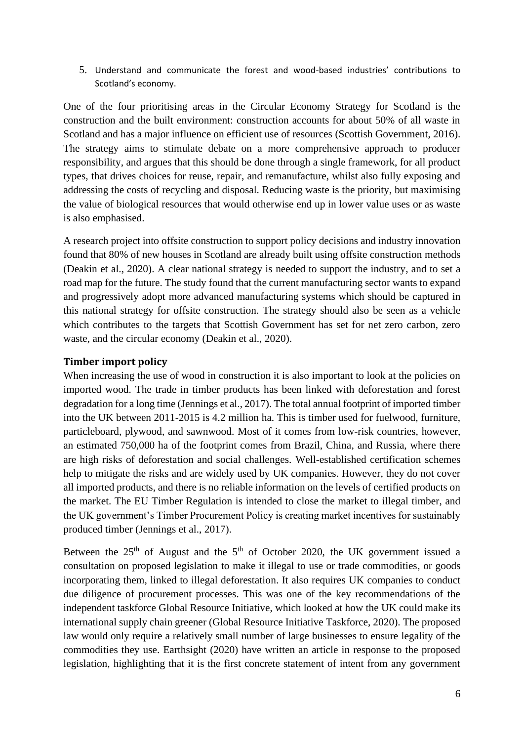5. Understand and communicate the forest and wood-based industries' contributions to Scotland's economy.

One of the four prioritising areas in the Circular Economy Strategy for Scotland is the construction and the built environment: construction accounts for about 50% of all waste in Scotland and has a major influence on efficient use of resources (Scottish Government, 2016). The strategy aims to stimulate debate on a more comprehensive approach to producer responsibility, and argues that this should be done through a single framework, for all product types, that drives choices for reuse, repair, and remanufacture, whilst also fully exposing and addressing the costs of recycling and disposal. Reducing waste is the priority, but maximising the value of biological resources that would otherwise end up in lower value uses or as waste is also emphasised.

A research project into offsite construction to support policy decisions and industry innovation found that 80% of new houses in Scotland are already built using offsite construction methods (Deakin et al., 2020). A clear national strategy is needed to support the industry, and to set a road map for the future. The study found that the current manufacturing sector wants to expand and progressively adopt more advanced manufacturing systems which should be captured in this national strategy for offsite construction. The strategy should also be seen as a vehicle which contributes to the targets that Scottish Government has set for net zero carbon, zero waste, and the circular economy (Deakin et al., 2020).

### Timber import policy

When increasing the use of wood in construction it is also important to look at the policies on imported wood. The trade in timber products has been linked with deforestation and forest degradation for a long time (Jennings et al., 2017). The total annual footprint of imported timber into the UK between 2011-2015 is 4.2 million ha. This is timber used for fuelwood, furniture, particleboard, plywood, and sawnwood. Most of it comes from low-risk countries, however, an estimated 750,000 ha of the footprint comes from Brazil, China, and Russia, where there are high risks of deforestation and social challenges. Well-established certification schemes help to mitigate the risks and are widely used by UK companies. However, they do not cover all imported products, and there is no reliable information on the levels of certified products on the market. The EU Timber Regulation is intended to close the market to illegal timber, and the UK government's Timber Procurement Policy is creating market incentives for sustainably produced timber (Jennings et al., 2017).

Between the 25th of August and the 5th of October 2020, the UK government issued a consultation on proposed legislation to make it illegal to use or trade commodities, or goods incorporating them, linked to illegal deforestation. It also requires UK companies to conduct due diligence of procurement processes. This was one of the key recommendations of the independent taskforce Global Resource Initiative, which looked at how the UK could make its international supply chain greener (Global Resource Initiative Taskforce, 2020). The proposed law would only require a relatively small number of large businesses to ensure legality of the commodities they use. Earthsight (2020) have written an article in response to the proposed legislation, highlighting that it is the first concrete statement of intent from any government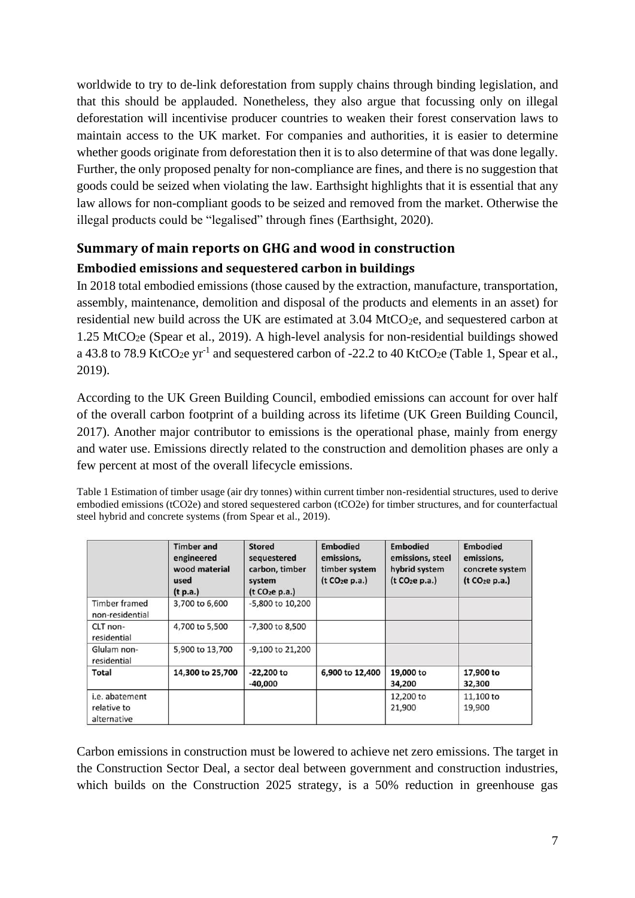worldwide to try to de-link deforestation from supply chains through binding legislation, and that this should be applauded. Nonetheless, they also argue that focussing only on illegal deforestation will incentivise producer countries to weaken their forest conservation laws to maintain access to the UK market. For companies and authorities, it is easier to determine whether goods originate from deforestation then it is to also determine of that was done legally. Further, the only proposed penalty for non-compliance are fines, and there is no suggestion that goods could be seized when violating the law. Earthsight highlights that it is essential that any law allows for non-compliant goods to be seized and removed from the market. Otherwise the illegal products could be "legalised" through fines (Earthsight, 2020).

## Summary of main reports on GHG and wood in construction

### Embodied emissions and sequestered carbon in buildings

In 2018 total embodied emissions (those caused by the extraction, manufacture, transportation, assembly, maintenance, demolition and disposal of the products and elements in an asset) for residential new build across the UK are estimated at 3.04 $MtCO_2e$, and sequestered carbon at 1.25 $MtCO_2e$ (Spear et al., 2019). A high-level analysis for non-residential buildings showed a 43.8 to 78.9 $KtCO_2e\ yr^{-1}$ and sequestered carbon of -22.2 to 40 $KtCO_2e$ (Table 1, Spear et al., 2019).

According to the UK Green Building Council, embodied emissions can account for over half of the overall carbon footprint of a building across its lifetime (UK Green Building Council, 2017). Another major contributor to emissions is the operational phase, mainly from energy and water use. Emissions directly related to the construction and demolition phases are only a few percent at most of the overall lifecycle emissions.

Table 1 Estimation of timber usage (air dry tonnes) within current timber non-residential structures, used to derive embodied emissions (tCO2e) and stored sequestered carbon (tCO2e) for timber structures, and for counterfactual steel hybrid and concrete systems (from Spear et al., 2019).

| | Timber and engineered wood material used (t p.a.) | Stored sequestered carbon, timber system ($t\ CO_2e$ p.a.) | Embodied emissions, timber system ($t\ CO_2e$ p.a.) | Embodied emissions, steel hybrid system ($t\ CO_2e$ p.a.) | Embodied emissions, concrete system ($t\ CO_2e$ p.a.) |
|---|---|---|---|---|---|
| Timber framed non-residential | 3,700 to 6,600 | -5,800 to 10,200 | | | |
| CLT non-residential | 4,700 to 5,500 | -7,300 to 8,500 | | | |
| Glulam non-residential | 5,900 to 13,700 | -9,100 to 21,200 | | | |
| **Total** | **14,300 to 25,700** | **-22,200 to -40,000** | **6,900 to 12,400** | **19,000 to 34,200** | **17,900 to 32,300** |
| i.e. abatement relative to alternative | | | | 12,200 to 21,900 | 11,100 to 19,900 |

Carbon emissions in construction must be lowered to achieve net zero emissions. The target in the Construction Sector Deal, a sector deal between government and construction industries, which builds on the Construction 2025 strategy, is a 50% reduction in greenhouse gas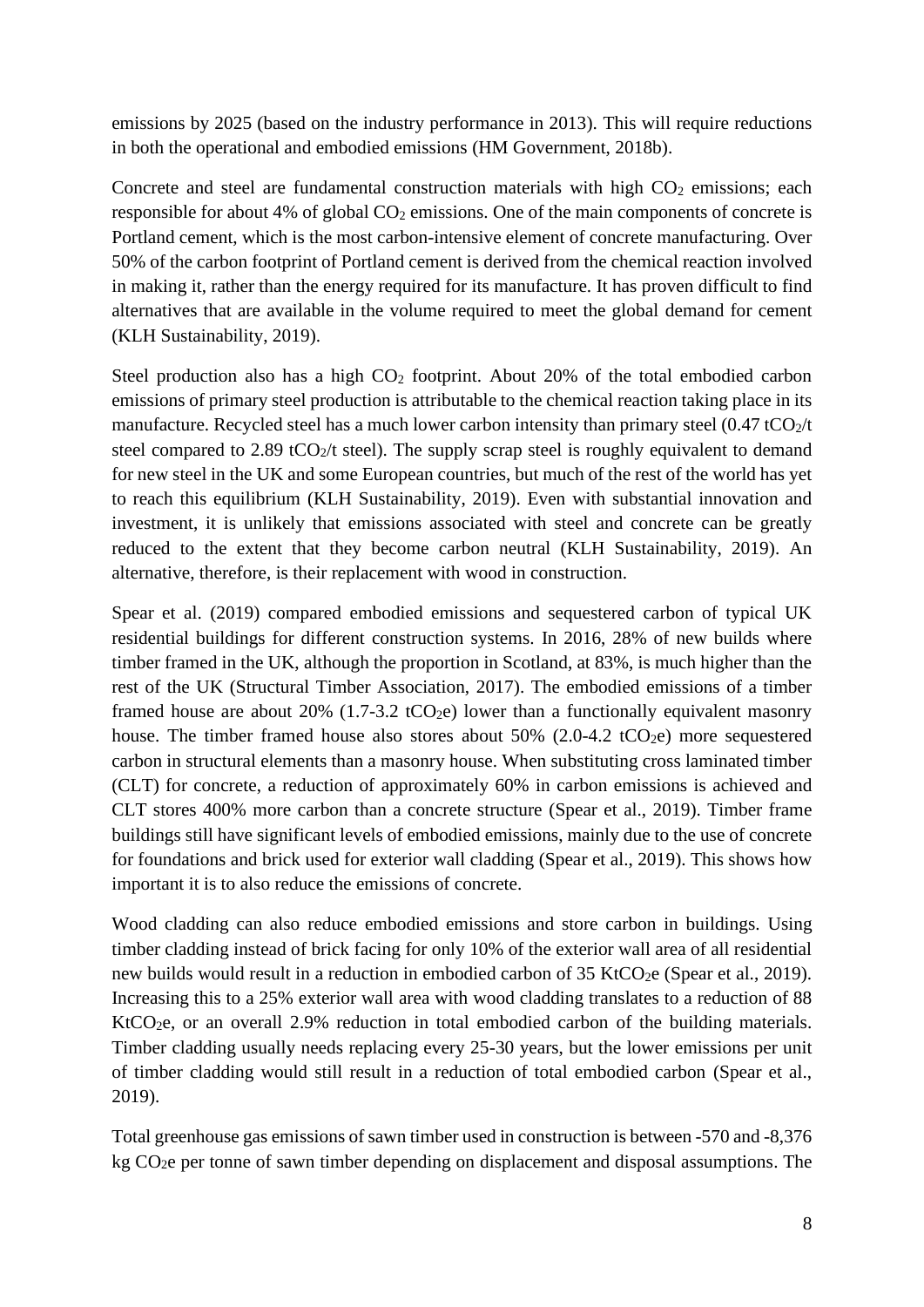emissions by 2025 (based on the industry performance in 2013). This will require reductions in both the operational and embodied emissions (HM Government, 2018b).

Concrete and steel are fundamental construction materials with high $CO_2$ emissions; each responsible for about 4% of global $CO_2$ emissions. One of the main components of concrete is Portland cement, which is the most carbon-intensive element of concrete manufacturing. Over 50% of the carbon footprint of Portland cement is derived from the chemical reaction involved in making it, rather than the energy required for its manufacture. It has proven difficult to find alternatives that are available in the volume required to meet the global demand for cement (KLH Sustainability, 2019).

Steel production also has a high $CO_2$ footprint. About 20% of the total embodied carbon emissions of primary steel production is attributable to the chemical reaction taking place in its manufacture. Recycled steel has a much lower carbon intensity than primary steel (0.47 $tCO_2$/t steel compared to 2.89 $tCO_2$/t steel). The supply scrap steel is roughly equivalent to demand for new steel in the UK and some European countries, but much of the rest of the world has yet to reach this equilibrium (KLH Sustainability, 2019). Even with substantial innovation and investment, it is unlikely that emissions associated with steel and concrete can be greatly reduced to the extent that they become carbon neutral (KLH Sustainability, 2019). An alternative, therefore, is their replacement with wood in construction.

Spear et al. (2019) compared embodied emissions and sequestered carbon of typical UK residential buildings for different construction systems. In 2016, 28% of new builds where timber framed in the UK, although the proportion in Scotland, at 83%, is much higher than the rest of the UK (Structural Timber Association, 2017). The embodied emissions of a timber framed house are about 20% (1.7-3.2 $tCO_2e$) lower than a functionally equivalent masonry house. The timber framed house also stores about 50% (2.0-4.2 $tCO_2e$) more sequestered carbon in structural elements than a masonry house. When substituting cross laminated timber (CLT) for concrete, a reduction of approximately 60% in carbon emissions is achieved and CLT stores 400% more carbon than a concrete structure (Spear et al., 2019). Timber frame buildings still have significant levels of embodied emissions, mainly due to the use of concrete for foundations and brick used for exterior wall cladding (Spear et al., 2019). This shows how important it is to also reduce the emissions of concrete.

Wood cladding can also reduce embodied emissions and store carbon in buildings. Using timber cladding instead of brick facing for only 10% of the exterior wall area of all residential new builds would result in a reduction in embodied carbon of 35 $KtCO_2e$ (Spear et al., 2019). Increasing this to a 25% exterior wall area with wood cladding translates to a reduction of 88 $KtCO_2e$, or an overall 2.9% reduction in total embodied carbon of the building materials. Timber cladding usually needs replacing every 25-30 years, but the lower emissions per unit of timber cladding would still result in a reduction of total embodied carbon (Spear et al., 2019).

Total greenhouse gas emissions of sawn timber used in construction is between -570 and -8,376 kg $CO_2e$ per tonne of sawn timber depending on displacement and disposal assumptions. The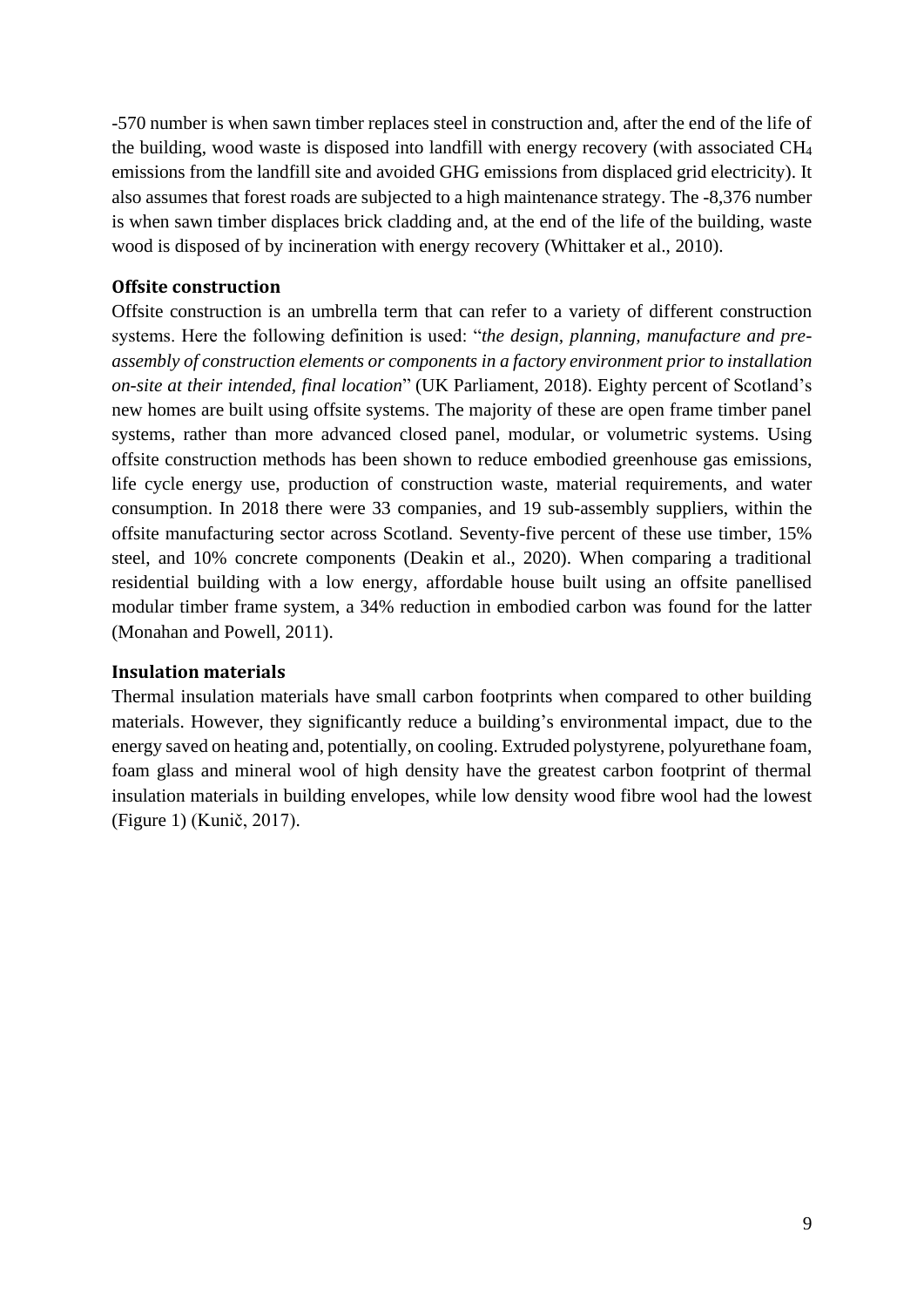-570 number is when sawn timber replaces steel in construction and, after the end of the life of the building, wood waste is disposed into landfill with energy recovery (with associated $CH_4$ emissions from the landfill site and avoided GHG emissions from displaced grid electricity). It also assumes that forest roads are subjected to a high maintenance strategy. The -8,376 number is when sawn timber displaces brick cladding and, at the end of the life of the building, waste wood is disposed of by incineration with energy recovery (Whittaker et al., 2010).

### Offsite construction

Offsite construction is an umbrella term that can refer to a variety of different construction systems. Here the following definition is used: "*the design, planning, manufacture and pre-assembly of construction elements or components in a factory environment prior to installation on-site at their intended, final location*" (UK Parliament, 2018). Eighty percent of Scotland's new homes are built using offsite systems. The majority of these are open frame timber panel systems, rather than more advanced closed panel, modular, or volumetric systems. Using offsite construction methods has been shown to reduce embodied greenhouse gas emissions, life cycle energy use, production of construction waste, material requirements, and water consumption. In 2018 there were 33 companies, and 19 sub-assembly suppliers, within the offsite manufacturing sector across Scotland. Seventy-five percent of these use timber, 15% steel, and 10% concrete components (Deakin et al., 2020). When comparing a traditional residential building with a low energy, affordable house built using an offsite panellised modular timber frame system, a 34% reduction in embodied carbon was found for the latter (Monahan and Powell, 2011).

### Insulation materials

Thermal insulation materials have small carbon footprints when compared to other building materials. However, they significantly reduce a building's environmental impact, due to the energy saved on heating and, potentially, on cooling. Extruded polystyrene, polyurethane foam, foam glass and mineral wool of high density have the greatest carbon footprint of thermal insulation materials in building envelopes, while low density wood fibre wool had the lowest (Figure 1) (Kunič, 2017).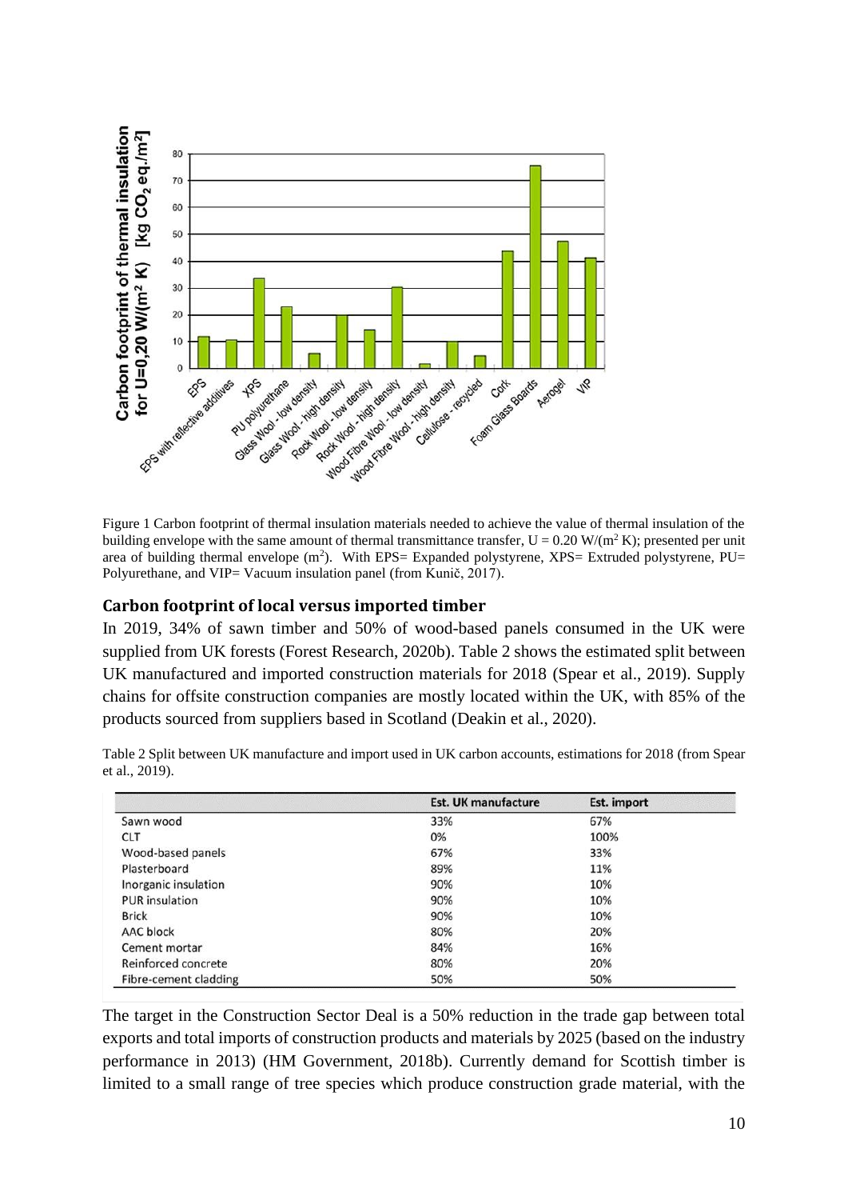Figure 1 Carbon footprint of thermal insulation materials needed to achieve the value of thermal insulation of the building envelope with the same amount of thermal transmittance transfer, U = 0.20 W/(m$^2$ K); presented per unit area of building thermal envelope (m$^2$). With EPS= Expanded polystyrene, XPS= Extruded polystyrene, PU= Polyurethane, and VIP= Vacuum insulation panel (from Kunič, 2017).

## Carbon footprint of local versus imported timber

In 2019, 34% of sawn timber and 50% of wood-based panels consumed in the UK were supplied from UK forests (Forest Research, 2020b). Table 2 shows the estimated split between UK manufactured and imported construction materials for 2018 (Spear et al., 2019). Supply chains for offsite construction companies are mostly located within the UK, with 85% of the products sourced from suppliers based in Scotland (Deakin et al., 2020).

Table 2 Split between UK manufacture and import used in UK carbon accounts, estimations for 2018 (from Spear et al., 2019).

| | Est. UK manufacture | Est. import |
|---|---|---|
| Sawn wood | 33% | 67% |
| CLT | 0% | 100% |
| Wood-based panels | 67% | 33% |
| Plasterboard | 89% | 11% |
| Inorganic insulation | 90% | 10% |
| PUR insulation | 90% | 10% |
| Brick | 90% | 10% |
| AAC block | 80% | 20% |
| Cement mortar | 84% | 16% |
| Reinforced concrete | 80% | 20% |
| Fibre-cement cladding | 50% | 50% |

The target in the Construction Sector Deal is a 50% reduction in the trade gap between total exports and total imports of construction products and materials by 2025 (based on the industry performance in 2013) (HM Government, 2018b). Currently demand for Scottish timber is limited to a small range of tree species which produce construction grade material, with the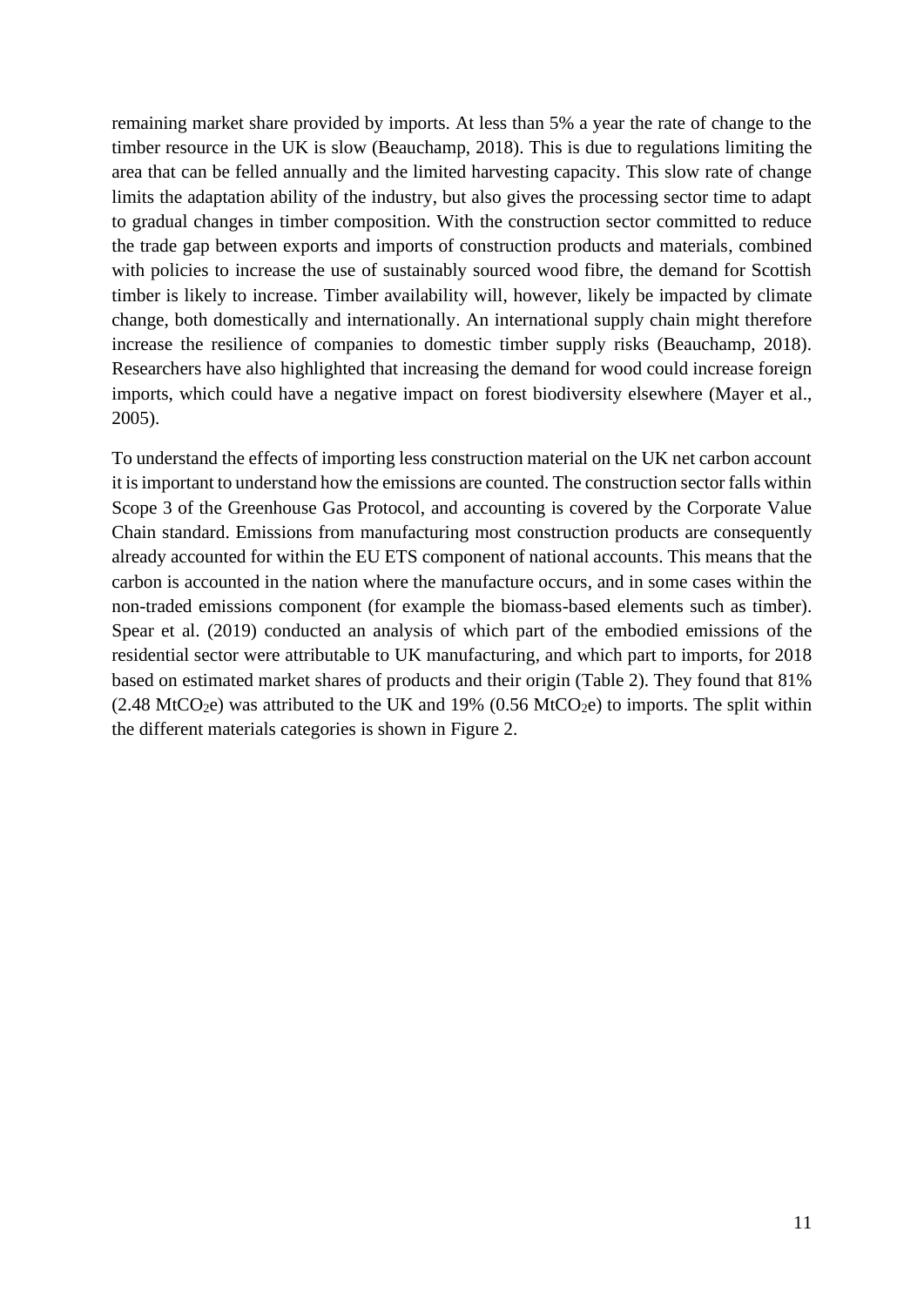remaining market share provided by imports. At less than 5% a year the rate of change to the timber resource in the UK is slow (Beauchamp, 2018). This is due to regulations limiting the area that can be felled annually and the limited harvesting capacity. This slow rate of change limits the adaptation ability of the industry, but also gives the processing sector time to adapt to gradual changes in timber composition. With the construction sector committed to reduce the trade gap between exports and imports of construction products and materials, combined with policies to increase the use of sustainably sourced wood fibre, the demand for Scottish timber is likely to increase. Timber availability will, however, likely be impacted by climate change, both domestically and internationally. An international supply chain might therefore increase the resilience of companies to domestic timber supply risks (Beauchamp, 2018). Researchers have also highlighted that increasing the demand for wood could increase foreign imports, which could have a negative impact on forest biodiversity elsewhere (Mayer et al., 2005).

To understand the effects of importing less construction material on the UK net carbon account it is important to understand how the emissions are counted. The construction sector falls within Scope 3 of the Greenhouse Gas Protocol, and accounting is covered by the Corporate Value Chain standard. Emissions from manufacturing most construction products are consequently already accounted for within the EU ETS component of national accounts. This means that the carbon is accounted in the nation where the manufacture occurs, and in some cases within the non-traded emissions component (for example the biomass-based elements such as timber). Spear et al. (2019) conducted an analysis of which part of the embodied emissions of the residential sector were attributable to UK manufacturing, and which part to imports, for 2018 based on estimated market shares of products and their origin (Table 2). They found that 81% (2.48 $MtCO_2e$) was attributed to the UK and 19% (0.56 $MtCO_2e$) to imports. The split within the different materials categories is shown in Figure 2.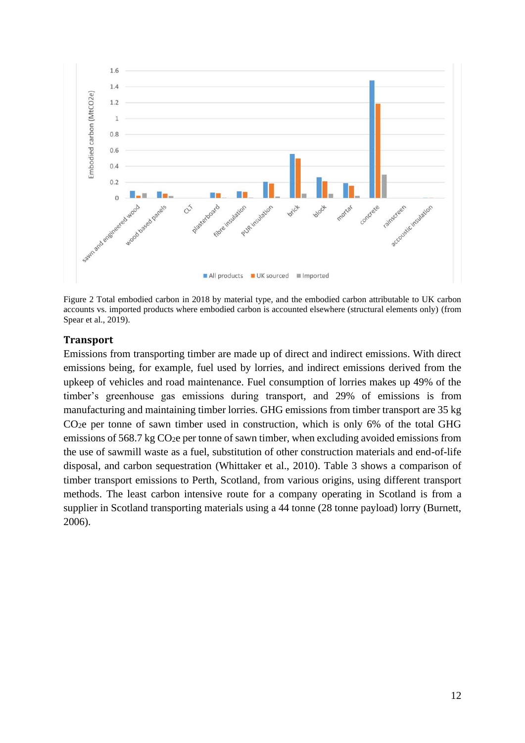Figure 2 Total embodied carbon in 2018 by material type, and the embodied carbon attributable to UK carbon accounts vs. imported products where embodied carbon is accounted elsewhere (structural elements only) (from Spear et al., 2019).

## Transport

Emissions from transporting timber are made up of direct and indirect emissions. With direct emissions being, for example, fuel used by lorries, and indirect emissions derived from the upkeep of vehicles and road maintenance. Fuel consumption of lorries makes up 49% of the timber's greenhouse gas emissions during transport, and 29% of emissions is from manufacturing and maintaining timber lorries. GHG emissions from timber transport are 35 kg $CO_2e$ per tonne of sawn timber used in construction, which is only 6% of the total GHG emissions of 568.7 kg $CO_2e$ per tonne of sawn timber, when excluding avoided emissions from the use of sawmill waste as a fuel, substitution of other construction materials and end-of-life disposal, and carbon sequestration (Whittaker et al., 2010). Table 3 shows a comparison of timber transport emissions to Perth, Scotland, from various origins, using different transport methods. The least carbon intensive route for a company operating in Scotland is from a supplier in Scotland transporting materials using a 44 tonne (28 tonne payload) lorry (Burnett, 2006).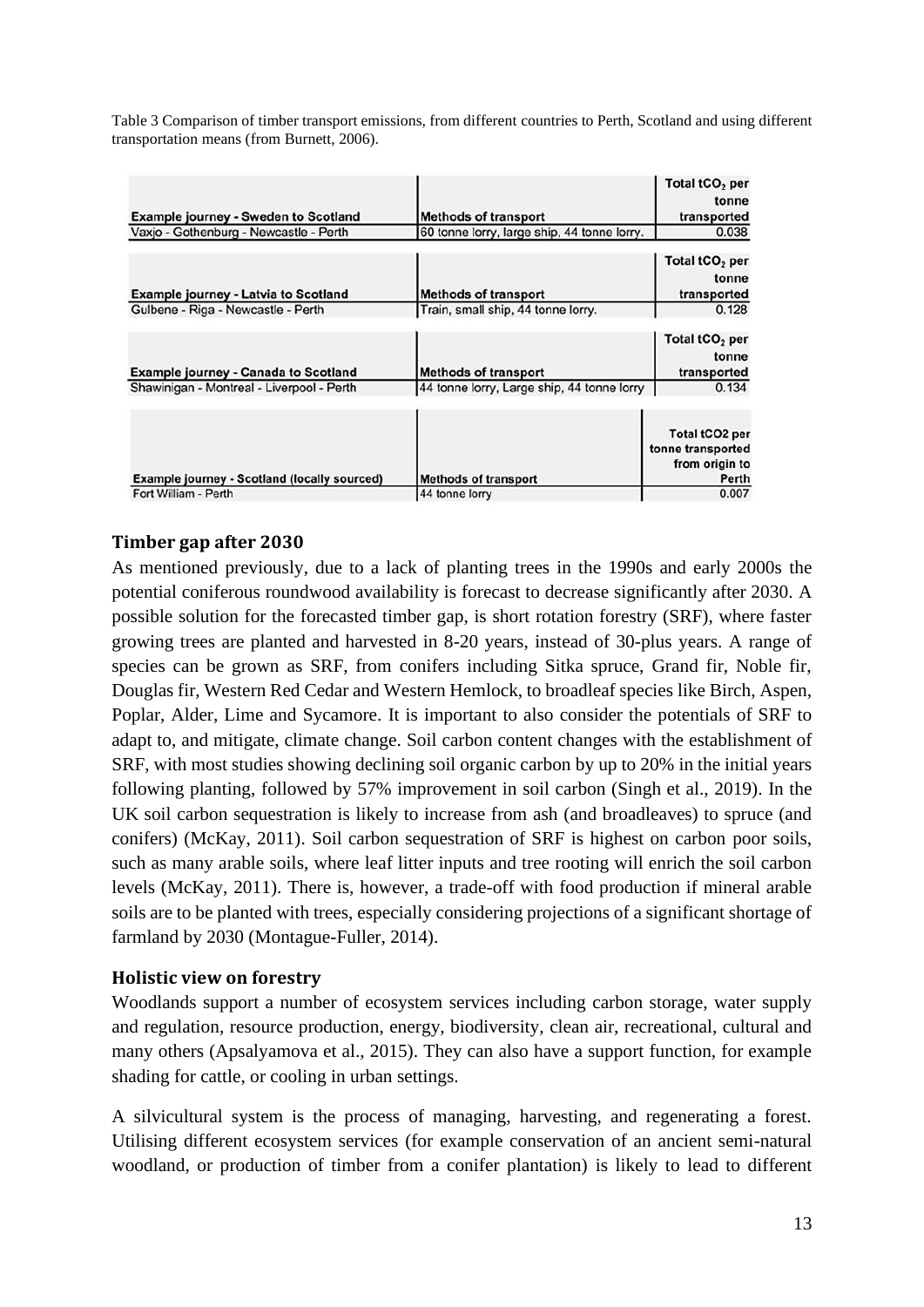Table 3 Comparison of timber transport emissions, from different countries to Perth, Scotland and using different transportation means (from Burnett, 2006).

| Example journey - Sweden to Scotland | Methods of transport | Total $tCO_2$ per tonne transported |
| --- | --- | --- |
| Vaxjo - Gothenburg - Newcastle - Perth | 60 tonne lorry, large ship, 44 tonne lorry. | 0.038 |
| **Example journey - Latvia to Scotland** | **Methods of transport** | **Total $tCO_2$ per tonne transported** |
| Gulbene - Riga - Newcastle - Perth | Train, small ship, 44 tonne lorry. | 0.128 |
| **Example journey - Canada to Scotland** | **Methods of transport** | **Total $tCO_2$ per tonne transported** |
| Shawinigan - Montreal - Liverpool - Perth | 44 tonne lorry, Large ship, 44 tonne lorry | 0.134 |
| **Example journey - Scotland (locally sourced)** | **Methods of transport** | **Total tCO2 per tonne transported from origin to Perth** |
| Fort William - Perth | 44 tonne lorry | 0.007 |

## Timber gap after 2030

As mentioned previously, due to a lack of planting trees in the 1990s and early 2000s the potential coniferous roundwood availability is forecast to decrease significantly after 2030. A possible solution for the forecasted timber gap, is short rotation forestry (SRF), where faster growing trees are planted and harvested in 8-20 years, instead of 30-plus years. A range of species can be grown as SRF, from conifers including Sitka spruce, Grand fir, Noble fir, Douglas fir, Western Red Cedar and Western Hemlock, to broadleaf species like Birch, Aspen, Poplar, Alder, Lime and Sycamore. It is important to also consider the potentials of SRF to adapt to, and mitigate, climate change. Soil carbon content changes with the establishment of SRF, with most studies showing declining soil organic carbon by up to 20% in the initial years following planting, followed by 57% improvement in soil carbon (Singh et al., 2019). In the UK soil carbon sequestration is likely to increase from ash (and broadleaves) to spruce (and conifers) (McKay, 2011). Soil carbon sequestration of SRF is highest on carbon poor soils, such as many arable soils, where leaf litter inputs and tree rooting will enrich the soil carbon levels (McKay, 2011). There is, however, a trade-off with food production if mineral arable soils are to be planted with trees, especially considering projections of a significant shortage of farmland by 2030 (Montague-Fuller, 2014).

## Holistic view on forestry

Woodlands support a number of ecosystem services including carbon storage, water supply and regulation, resource production, energy, biodiversity, clean air, recreational, cultural and many others (Apsalyamova et al., 2015). They can also have a support function, for example shading for cattle, or cooling in urban settings.

A silvicultural system is the process of managing, harvesting, and regenerating a forest. Utilising different ecosystem services (for example conservation of an ancient semi-natural woodland, or production of timber from a conifer plantation) is likely to lead to different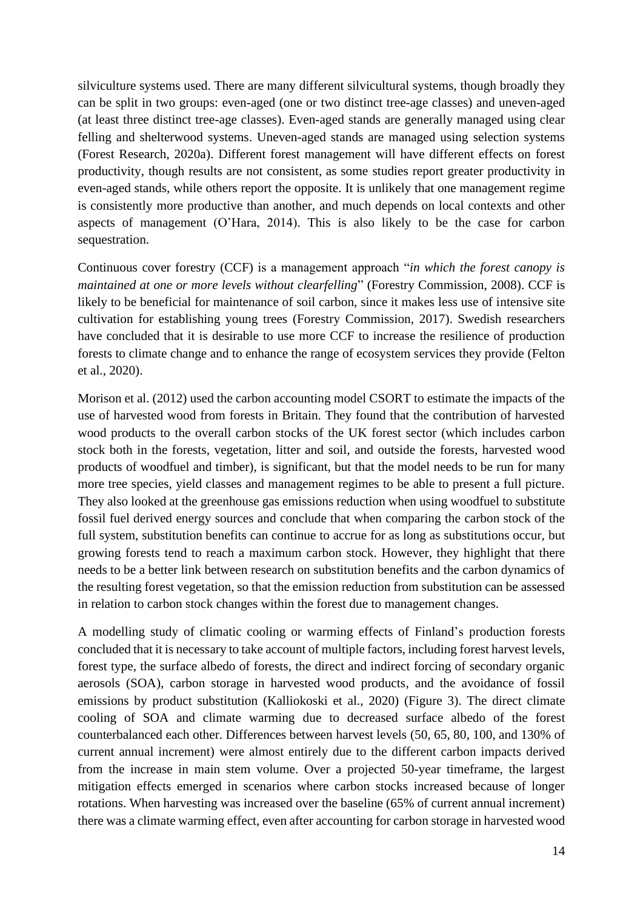silviculture systems used. There are many different silvicultural systems, though broadly they can be split in two groups: even-aged (one or two distinct tree-age classes) and uneven-aged (at least three distinct tree-age classes). Even-aged stands are generally managed using clear felling and shelterwood systems. Uneven-aged stands are managed using selection systems (Forest Research, 2020a). Different forest management will have different effects on forest productivity, though results are not consistent, as some studies report greater productivity in even-aged stands, while others report the opposite. It is unlikely that one management regime is consistently more productive than another, and much depends on local contexts and other aspects of management (O'Hara, 2014). This is also likely to be the case for carbon sequestration.

Continuous cover forestry (CCF) is a management approach "*in which the forest canopy is maintained at one or more levels without clearfelling*" (Forestry Commission, 2008). CCF is likely to be beneficial for maintenance of soil carbon, since it makes less use of intensive site cultivation for establishing young trees (Forestry Commission, 2017). Swedish researchers have concluded that it is desirable to use more CCF to increase the resilience of production forests to climate change and to enhance the range of ecosystem services they provide (Felton et al., 2020).

Morison et al. (2012) used the carbon accounting model CSORT to estimate the impacts of the use of harvested wood from forests in Britain. They found that the contribution of harvested wood products to the overall carbon stocks of the UK forest sector (which includes carbon stock both in the forests, vegetation, litter and soil, and outside the forests, harvested wood products of woodfuel and timber), is significant, but that the model needs to be run for many more tree species, yield classes and management regimes to be able to present a full picture. They also looked at the greenhouse gas emissions reduction when using woodfuel to substitute fossil fuel derived energy sources and conclude that when comparing the carbon stock of the full system, substitution benefits can continue to accrue for as long as substitutions occur, but growing forests tend to reach a maximum carbon stock. However, they highlight that there needs to be a better link between research on substitution benefits and the carbon dynamics of the resulting forest vegetation, so that the emission reduction from substitution can be assessed in relation to carbon stock changes within the forest due to management changes.

A modelling study of climatic cooling or warming effects of Finland's production forests concluded that it is necessary to take account of multiple factors, including forest harvest levels, forest type, the surface albedo of forests, the direct and indirect forcing of secondary organic aerosols (SOA), carbon storage in harvested wood products, and the avoidance of fossil emissions by product substitution (Kalliokoski et al., 2020) (Figure 3). The direct climate cooling of SOA and climate warming due to decreased surface albedo of the forest counterbalanced each other. Differences between harvest levels (50, 65, 80, 100, and 130% of current annual increment) were almost entirely due to the different carbon impacts derived from the increase in main stem volume. Over a projected 50-year timeframe, the largest mitigation effects emerged in scenarios where carbon stocks increased because of longer rotations. When harvesting was increased over the baseline (65% of current annual increment) there was a climate warming effect, even after accounting for carbon storage in harvested wood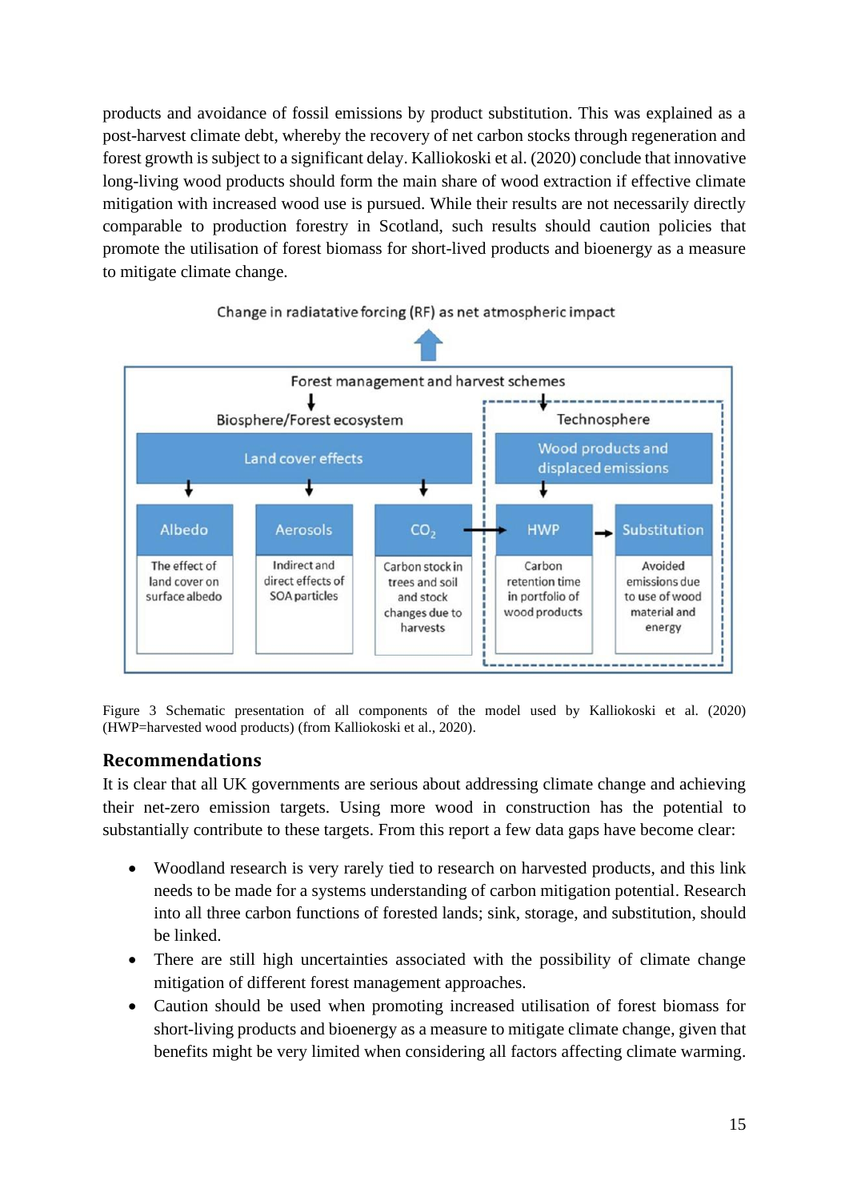products and avoidance of fossil emissions by product substitution. This was explained as a post-harvest climate debt, whereby the recovery of net carbon stocks through regeneration and forest growth is subject to a significant delay. Kalliokoski et al. (2020) conclude that innovative long-living wood products should form the main share of wood extraction if effective climate mitigation with increased wood use is pursued. While their results are not necessarily directly comparable to production forestry in Scotland, such results should caution policies that promote the utilisation of forest biomass for short-lived products and bioenergy as a measure to mitigate climate change.

Change in radiatative forcing (RF) as net atmospheric impact

Forest management and harvest schemes

Biosphere/Forest ecosystem | Technosphere

Land cover effects | Wood products and displaced emissions

Albedo: The effect of land cover on surface albedo

Aerosols: Indirect and direct effects of SOA particles

$CO_2$: Carbon stock in trees and soil and stock changes due to harvests

HWP: Carbon retention time in portfolio of wood products

Substitution: Avoided emissions due to use of wood material and energy

Figure 3 Schematic presentation of all components of the model used by Kalliokoski et al. (2020) (HWP=harvested wood products) (from Kalliokoski et al., 2020).

## Recommendations

It is clear that all UK governments are serious about addressing climate change and achieving their net-zero emission targets. Using more wood in construction has the potential to substantially contribute to these targets. From this report a few data gaps have become clear:

- Woodland research is very rarely tied to research on harvested products, and this link needs to be made for a systems understanding of carbon mitigation potential. Research into all three carbon functions of forested lands; sink, storage, and substitution, should be linked.
- There are still high uncertainties associated with the possibility of climate change mitigation of different forest management approaches.
- Caution should be used when promoting increased utilisation of forest biomass for short-living products and bioenergy as a measure to mitigate climate change, given that benefits might be very limited when considering all factors affecting climate warming.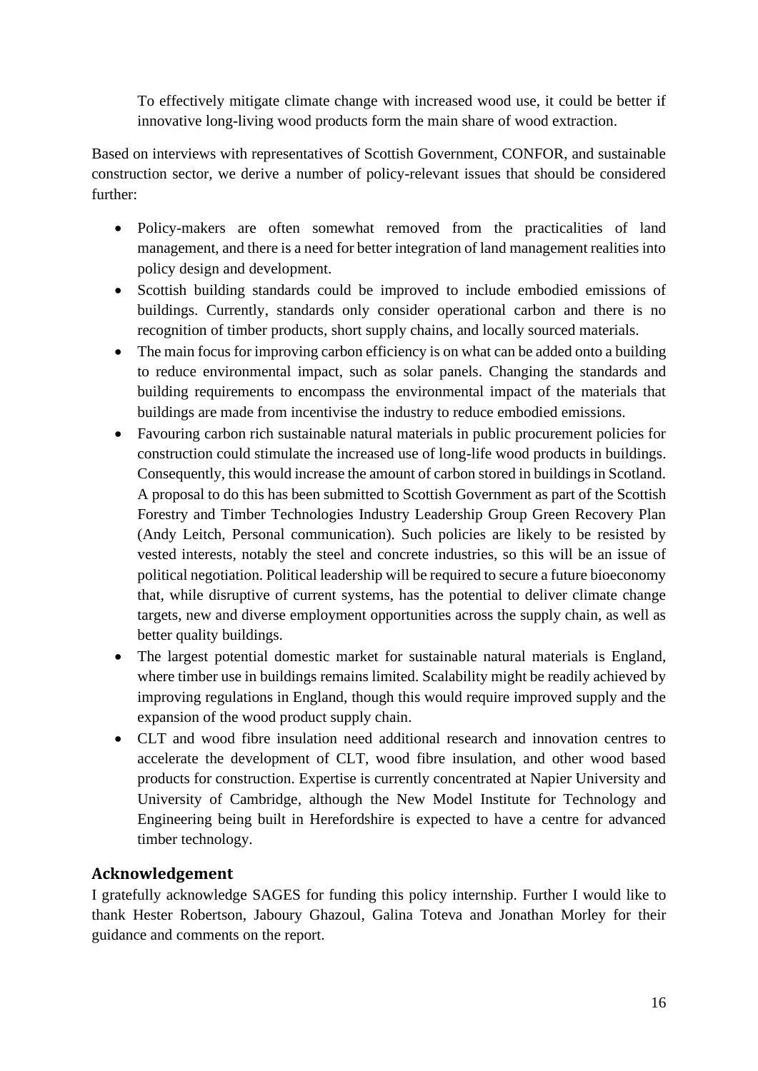To effectively mitigate climate change with increased wood use, it could be better if innovative long-living wood products form the main share of wood extraction.

Based on interviews with representatives of Scottish Government, CONFOR, and sustainable construction sector, we derive a number of policy-relevant issues that should be considered further:

- Policy-makers are often somewhat removed from the practicalities of land management, and there is a need for better integration of land management realities into policy design and development.
- Scottish building standards could be improved to include embodied emissions of buildings. Currently, standards only consider operational carbon and there is no recognition of timber products, short supply chains, and locally sourced materials.
- The main focus for improving carbon efficiency is on what can be added onto a building to reduce environmental impact, such as solar panels. Changing the standards and building requirements to encompass the environmental impact of the materials that buildings are made from incentivise the industry to reduce embodied emissions.
- Favouring carbon rich sustainable natural materials in public procurement policies for construction could stimulate the increased use of long-life wood products in buildings. Consequently, this would increase the amount of carbon stored in buildings in Scotland. A proposal to do this has been submitted to Scottish Government as part of the Scottish Forestry and Timber Technologies Industry Leadership Group Green Recovery Plan (Andy Leitch, Personal communication). Such policies are likely to be resisted by vested interests, notably the steel and concrete industries, so this will be an issue of political negotiation. Political leadership will be required to secure a future bioeconomy that, while disruptive of current systems, has the potential to deliver climate change targets, new and diverse employment opportunities across the supply chain, as well as better quality buildings.
- The largest potential domestic market for sustainable natural materials is England, where timber use in buildings remains limited. Scalability might be readily achieved by improving regulations in England, though this would require improved supply and the expansion of the wood product supply chain.
- CLT and wood fibre insulation need additional research and innovation centres to accelerate the development of CLT, wood fibre insulation, and other wood based products for construction. Expertise is currently concentrated at Napier University and University of Cambridge, although the New Model Institute for Technology and Engineering being built in Herefordshire is expected to have a centre for advanced timber technology.

## Acknowledgement

I gratefully acknowledge SAGES for funding this policy internship. Further I would like to thank Hester Robertson, Jaboury Ghazoul, Galina Toteva and Jonathan Morley for their guidance and comments on the report.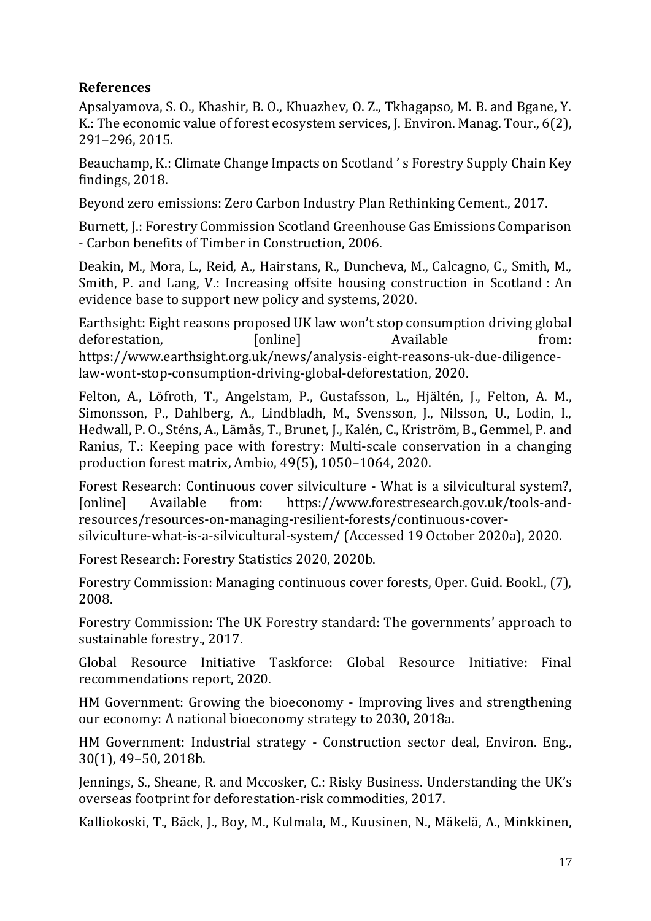## References

Apsalyamova, S. O., Khashir, B. O., Khuazhev, O. Z., Tkhagapso, M. B. and Bgane, Y. K.: The economic value of forest ecosystem services, J. Environ. Manag. Tour., 6(2), 291–296, 2015.

Beauchamp, K.: Climate Change Impacts on Scotland ' s Forestry Supply Chain Key findings, 2018.

Beyond zero emissions: Zero Carbon Industry Plan Rethinking Cement., 2017.

Burnett, J.: Forestry Commission Scotland Greenhouse Gas Emissions Comparison - Carbon benefits of Timber in Construction, 2006.

Deakin, M., Mora, L., Reid, A., Hairstans, R., Duncheva, M., Calcagno, C., Smith, M., Smith, P. and Lang, V.: Increasing offsite housing construction in Scotland : An evidence base to support new policy and systems, 2020.

Earthsight: Eight reasons proposed UK law won't stop consumption driving global deforestation, [online] Available from: https://www.earthsight.org.uk/news/analysis-eight-reasons-uk-due-diligence-law-wont-stop-consumption-driving-global-deforestation, 2020.

Felton, A., Löfroth, T., Angelstam, P., Gustafsson, L., Hjältén, J., Felton, A. M., Simonsson, P., Dahlberg, A., Lindbladh, M., Svensson, J., Nilsson, U., Lodin, I., Hedwall, P. O., Sténs, A., Lämås, T., Brunet, J., Kalén, C., Kriström, B., Gemmel, P. and Ranius, T.: Keeping pace with forestry: Multi-scale conservation in a changing production forest matrix, Ambio, 49(5), 1050–1064, 2020.

Forest Research: Continuous cover silviculture - What is a silvicultural system?, [online] Available from: https://www.forestresearch.gov.uk/tools-and-resources/resources-on-managing-resilient-forests/continuous-cover-silviculture-what-is-a-silvicultural-system/ (Accessed 19 October 2020a), 2020.

Forest Research: Forestry Statistics 2020, 2020b.

Forestry Commission: Managing continuous cover forests, Oper. Guid. Bookl., (7), 2008.

Forestry Commission: The UK Forestry standard: The governments' approach to sustainable forestry., 2017.

Global Resource Initiative Taskforce: Global Resource Initiative: Final recommendations report, 2020.

HM Government: Growing the bioeconomy - Improving lives and strengthening our economy: A national bioeconomy strategy to 2030, 2018a.

HM Government: Industrial strategy - Construction sector deal, Environ. Eng., 30(1), 49–50, 2018b.

Jennings, S., Sheane, R. and Mccosker, C.: Risky Business. Understanding the UK's overseas footprint for deforestation-risk commodities, 2017.

Kalliokoski, T., Bäck, J., Boy, M., Kulmala, M., Kuusinen, N., Mäkelä, A., Minkkinen,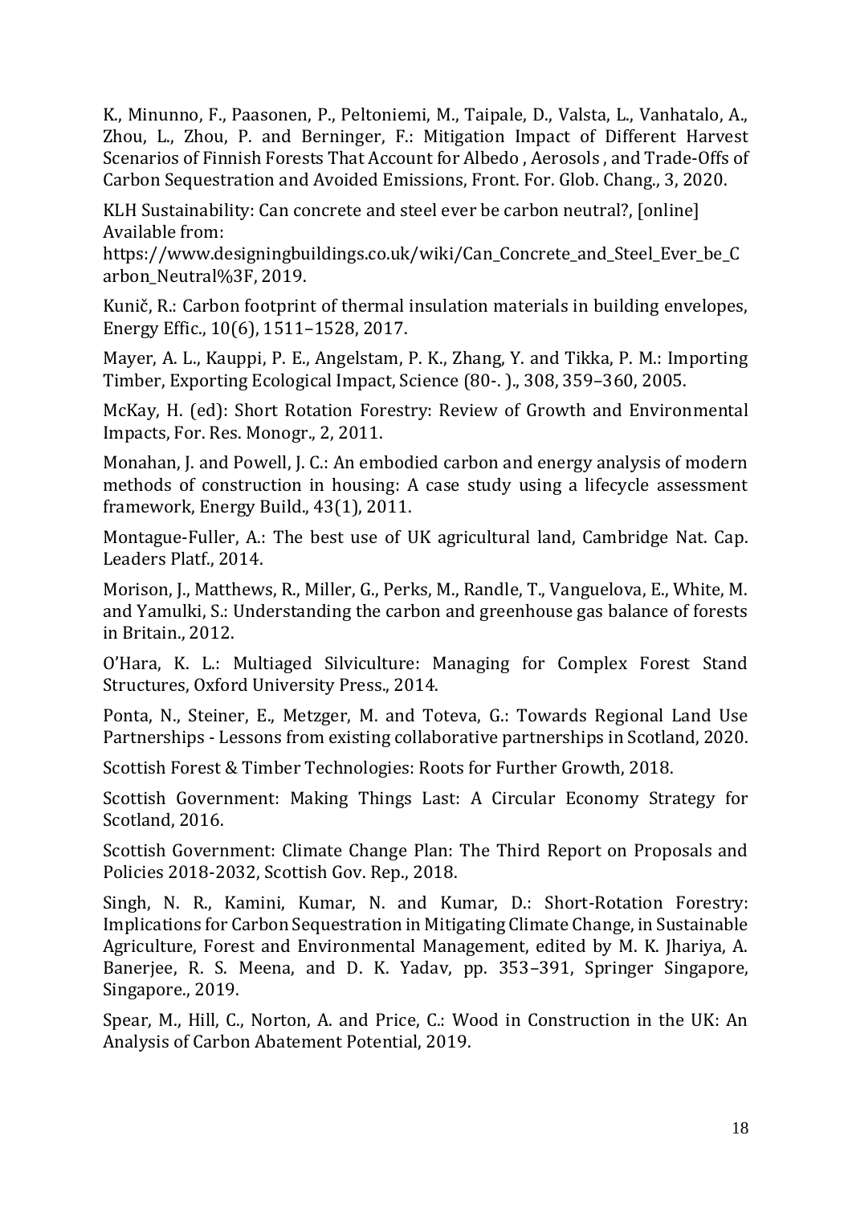K., Minunno, F., Paasonen, P., Peltoniemi, M., Taipale, D., Valsta, L., Vanhatalo, A., Zhou, L., Zhou, P. and Berninger, F.: Mitigation Impact of Different Harvest Scenarios of Finnish Forests That Account for Albedo , Aerosols , and Trade-Offs of Carbon Sequestration and Avoided Emissions, Front. For. Glob. Chang., 3, 2020.

KLH Sustainability: Can concrete and steel ever be carbon neutral?, [online] Available from: https://www.designingbuildings.co.uk/wiki/Can_Concrete_and_Steel_Ever_be_Carbon_Neutral%3F, 2019.

Kunič, R.: Carbon footprint of thermal insulation materials in building envelopes, Energy Effic., 10(6), 1511–1528, 2017.

Mayer, A. L., Kauppi, P. E., Angelstam, P. K., Zhang, Y. and Tikka, P. M.: Importing Timber, Exporting Ecological Impact, Science (80-. )., 308, 359–360, 2005.

McKay, H. (ed): Short Rotation Forestry: Review of Growth and Environmental Impacts, For. Res. Monogr., 2, 2011.

Monahan, J. and Powell, J. C.: An embodied carbon and energy analysis of modern methods of construction in housing: A case study using a lifecycle assessment framework, Energy Build., 43(1), 2011.

Montague-Fuller, A.: The best use of UK agricultural land, Cambridge Nat. Cap. Leaders Platf., 2014.

Morison, J., Matthews, R., Miller, G., Perks, M., Randle, T., Vanguelova, E., White, M. and Yamulki, S.: Understanding the carbon and greenhouse gas balance of forests in Britain., 2012.

O'Hara, K. L.: Multiaged Silviculture: Managing for Complex Forest Stand Structures, Oxford University Press., 2014.

Ponta, N., Steiner, E., Metzger, M. and Toteva, G.: Towards Regional Land Use Partnerships - Lessons from existing collaborative partnerships in Scotland, 2020.

Scottish Forest & Timber Technologies: Roots for Further Growth, 2018.

Scottish Government: Making Things Last: A Circular Economy Strategy for Scotland, 2016.

Scottish Government: Climate Change Plan: The Third Report on Proposals and Policies 2018-2032, Scottish Gov. Rep., 2018.

Singh, N. R., Kamini, Kumar, N. and Kumar, D.: Short-Rotation Forestry: Implications for Carbon Sequestration in Mitigating Climate Change, in Sustainable Agriculture, Forest and Environmental Management, edited by M. K. Jhariya, A. Banerjee, R. S. Meena, and D. K. Yadav, pp. 353–391, Springer Singapore, Singapore., 2019.

Spear, M., Hill, C., Norton, A. and Price, C.: Wood in Construction in the UK: An Analysis of Carbon Abatement Potential, 2019.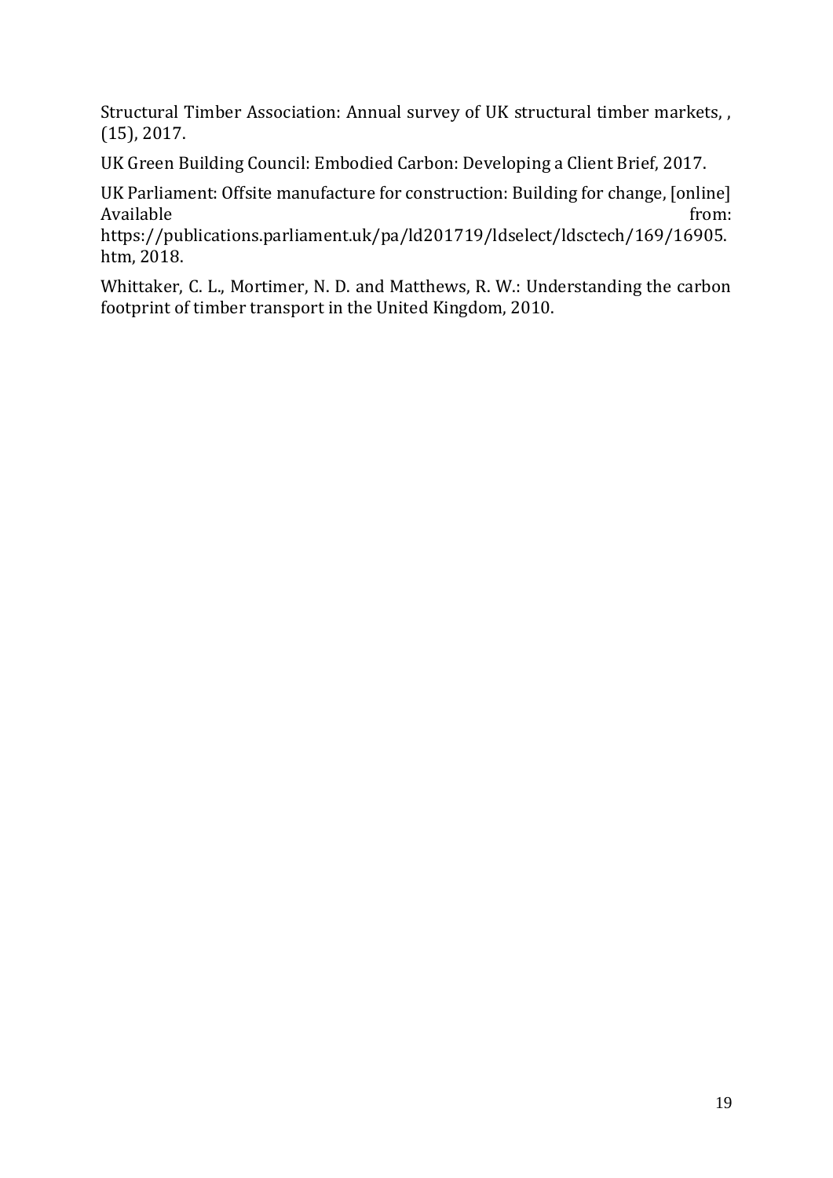Structural Timber Association: Annual survey of UK structural timber markets, , (15), 2017.

UK Green Building Council: Embodied Carbon: Developing a Client Brief, 2017.

UK Parliament: Offsite manufacture for construction: Building for change, [online] Available from: https://publications.parliament.uk/pa/ld201719/ldselect/ldsctech/169/16905.htm, 2018.

Whittaker, C. L., Mortimer, N. D. and Matthews, R. W.: Understanding the carbon footprint of timber transport in the United Kingdom, 2010.